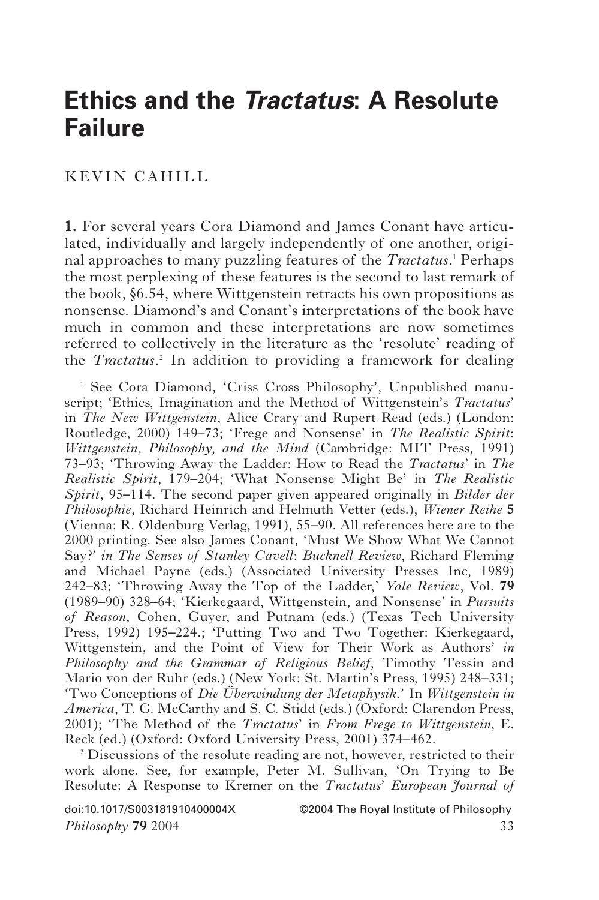# Ethics and the *Tractatus*: A Resolute Failure

KEVIN CAHILL

**1.** For several years Cora Diamond and James Conant have articulated, individually and largely independently of one another, original approaches to many puzzling features of the *Tractatus*.[1] Perhaps the most perplexing of these features is the second to last remark of the book, §6.54, where Wittgenstein retracts his own propositions as nonsense. Diamond's and Conant's interpretations of the book have much in common and these interpretations are now sometimes referred to collectively in the literature as the 'resolute' reading of the *Tractatus*.[2] In addition to providing a framework for dealing

[1] See Cora Diamond, 'Criss Cross Philosophy', Unpublished manuscript; 'Ethics, Imagination and the Method of Wittgenstein's *Tractatus*' in *The New Wittgenstein*, Alice Crary and Rupert Read (eds.) (London: Routledge, 2000) 149–73; 'Frege and Nonsense' in *The Realistic Spirit*: *Wittgenstein, Philosophy, and the Mind* (Cambridge: MIT Press, 1991) 73–93; 'Throwing Away the Ladder: How to Read the *Tractatus*' in *The Realistic Spirit*, 179–204; 'What Nonsense Might Be' in *The Realistic Spirit*, 95–114. The second paper given appeared originally in *Bilder der Philosophie*, Richard Heinrich and Helmuth Vetter (eds.), *Wiener Reihe* **5** (Vienna: R. Oldenburg Verlag, 1991), 55–90. All references here are to the 2000 printing. See also James Conant, 'Must We Show What We Cannot Say?' *in The Senses of Stanley Cavell*: *Bucknell Review*, Richard Fleming and Michael Payne (eds.) (Associated University Presses Inc, 1989) 242–83; 'Throwing Away the Top of the Ladder,' *Yale Review*, Vol. **79** (1989–90) 328–64; 'Kierkegaard, Wittgenstein, and Nonsense' in *Pursuits of Reason*, Cohen, Guyer, and Putnam (eds.) (Texas Tech University Press, 1992) 195–224.; 'Putting Two and Two Together: Kierkegaard, Wittgenstein, and the Point of View for Their Work as Authors' *in Philosophy and the Grammar of Religious Belief*, Timothy Tessin and Mario von der Ruhr (eds.) (New York: St. Martin's Press, 1995) 248–331; 'Two Conceptions of *Die Überwindung der Metaphysik*.' In *Wittgenstein in America*, T. G. McCarthy and S. C. Stidd (eds.) (Oxford: Clarendon Press, 2001); 'The Method of the *Tractatus*' in *From Frege to Wittgenstein*, E. Reck (ed.) (Oxford: Oxford University Press, 2001) 374–462.

[2] Discussions of the resolute reading are not, however, restricted to their work alone. See, for example, Peter M. Sullivan, 'On Trying to Be Resolute: A Response to Kremer on the *Tractatus*' *European Journal of*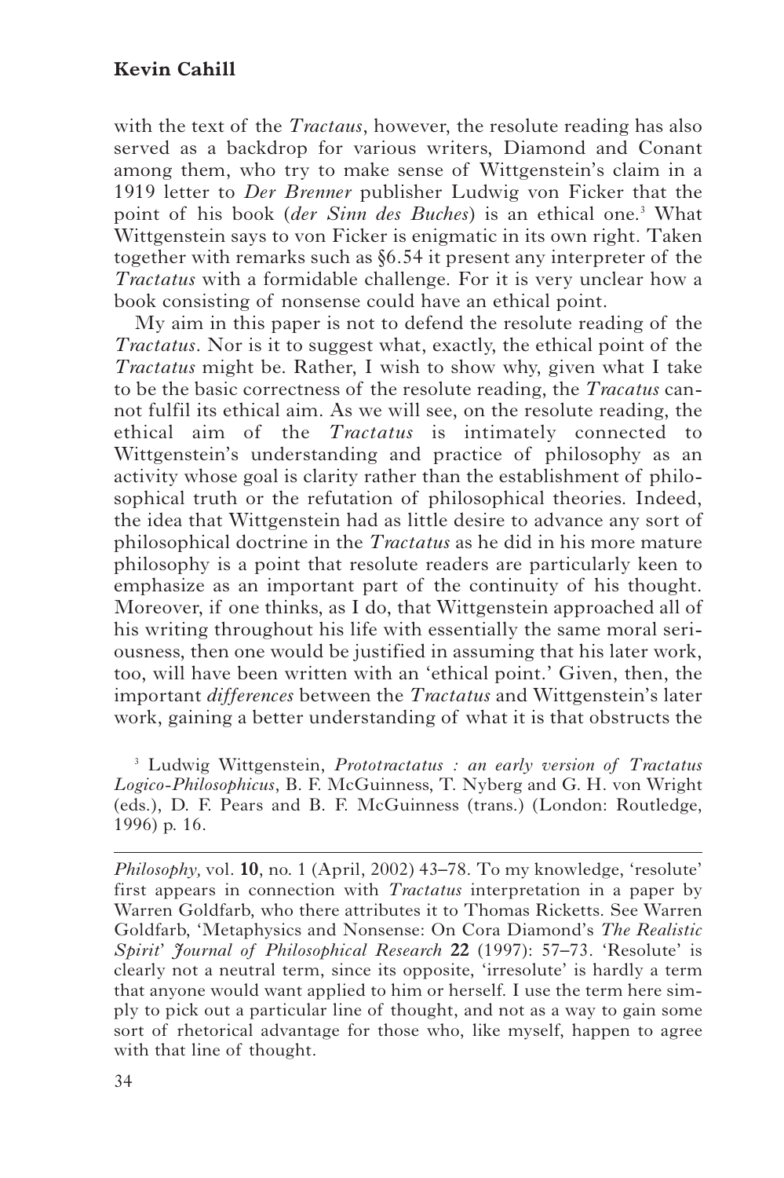with the text of the *Tractaus*, however, the resolute reading has also served as a backdrop for various writers, Diamond and Conant among them, who try to make sense of Wittgenstein's claim in a 1919 letter to *Der Brenner* publisher Ludwig von Ficker that the point of his book (*der Sinn des Buches*) is an ethical one.[3] What Wittgenstein says to von Ficker is enigmatic in its own right. Taken together with remarks such as §6.54 it present any interpreter of the *Tractatus* with a formidable challenge. For it is very unclear how a book consisting of nonsense could have an ethical point.

My aim in this paper is not to defend the resolute reading of the *Tractatus*. Nor is it to suggest what, exactly, the ethical point of the *Tractatus* might be. Rather, I wish to show why, given what I take to be the basic correctness of the resolute reading, the *Tracatus* cannot fulfil its ethical aim. As we will see, on the resolute reading, the ethical aim of the *Tractatus* is intimately connected to Wittgenstein's understanding and practice of philosophy as an activity whose goal is clarity rather than the establishment of philosophical truth or the refutation of philosophical theories. Indeed, the idea that Wittgenstein had as little desire to advance any sort of philosophical doctrine in the *Tractatus* as he did in his more mature philosophy is a point that resolute readers are particularly keen to emphasize as an important part of the continuity of his thought. Moreover, if one thinks, as I do, that Wittgenstein approached all of his writing throughout his life with essentially the same moral seriousness, then one would be justified in assuming that his later work, too, will have been written with an 'ethical point.' Given, then, the important *differences* between the *Tractatus* and Wittgenstein's later work, gaining a better understanding of what it is that obstructs the

[3] Ludwig Wittgenstein, *Prototractatus : an early version of Tractatus Logico-Philosophicus*, B. F. McGuinness, T. Nyberg and G. H. von Wright (eds.), D. F. Pears and B. F. McGuinness (trans.) (London: Routledge, 1996) p. 16.

---

*Philosophy,* vol. **10**, no. 1 (April, 2002) 43–78. To my knowledge, 'resolute' first appears in connection with *Tractatus* interpretation in a paper by Warren Goldfarb, who there attributes it to Thomas Ricketts. See Warren Goldfarb, 'Metaphysics and Nonsense: On Cora Diamond's *The Realistic Spirit*' *Journal of Philosophical Research* **22** (1997): 57–73. 'Resolute' is clearly not a neutral term, since its opposite, 'irresolute' is hardly a term that anyone would want applied to him or herself. I use the term here simply to pick out a particular line of thought, and not as a way to gain some sort of rhetorical advantage for those who, like myself, happen to agree with that line of thought.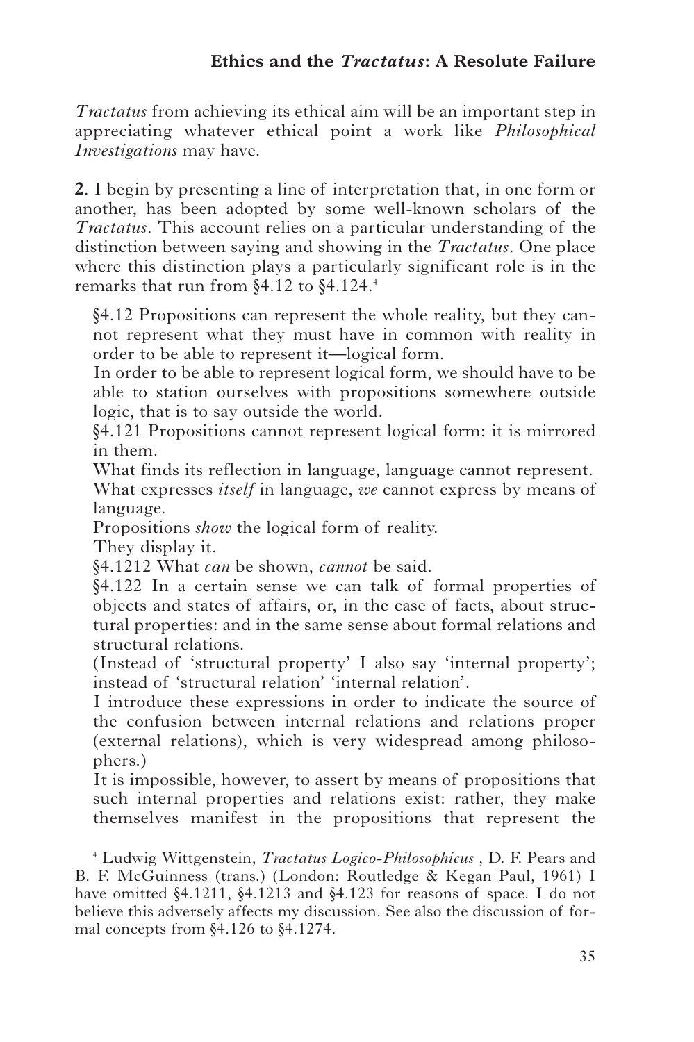*Tractatus* from achieving its ethical aim will be an important step in appreciating whatever ethical point a work like *Philosophical Investigations* may have.

**2**. I begin by presenting a line of interpretation that, in one form or another, has been adopted by some well-known scholars of the *Tractatus*. This account relies on a particular understanding of the distinction between saying and showing in the *Tractatus*. One place where this distinction plays a particularly significant role is in the remarks that run from §4.12 to §4.124.[4]

> §4.12 Propositions can represent the whole reality, but they cannot represent what they must have in common with reality in order to be able to represent it—logical form.
> In order to be able to represent logical form, we should have to be able to station ourselves with propositions somewhere outside logic, that is to say outside the world.
> §4.121 Propositions cannot represent logical form: it is mirrored in them.
> What finds its reflection in language, language cannot represent.
> What expresses *itself* in language, *we* cannot express by means of language.
> Propositions *show* the logical form of reality.
> They display it.
> §4.1212 What *can* be shown, *cannot* be said.
> §4.122 In a certain sense we can talk of formal properties of objects and states of affairs, or, in the case of facts, about structural properties: and in the same sense about formal relations and structural relations.
> (Instead of 'structural property' I also say 'internal property'; instead of 'structural relation' 'internal relation'.
> I introduce these expressions in order to indicate the source of the confusion between internal relations and relations proper (external relations), which is very widespread among philosophers.)
> It is impossible, however, to assert by means of propositions that such internal properties and relations exist: rather, they make themselves manifest in the propositions that represent the

[4] Ludwig Wittgenstein, *Tractatus Logico-Philosophicus* , D. F. Pears and B. F. McGuinness (trans.) (London: Routledge & Kegan Paul, 1961) I have omitted §4.1211, §4.1213 and §4.123 for reasons of space. I do not believe this adversely affects my discussion. See also the discussion of formal concepts from §4.126 to §4.1274.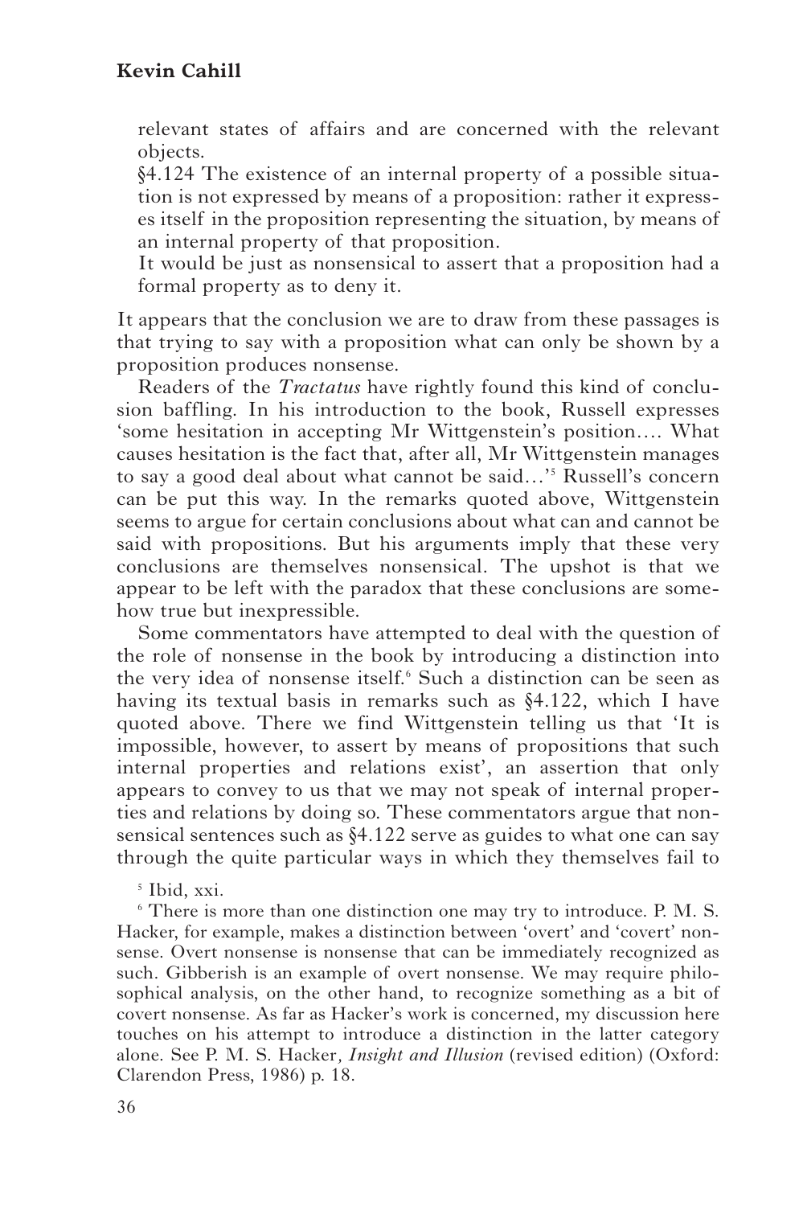relevant states of affairs and are concerned with the relevant objects.

§4.124 The existence of an internal property of a possible situation is not expressed by means of a proposition: rather it expresses itself in the proposition representing the situation, by means of an internal property of that proposition.

It would be just as nonsensical to assert that a proposition had a formal property as to deny it.

It appears that the conclusion we are to draw from these passages is that trying to say with a proposition what can only be shown by a proposition produces nonsense.

Readers of the *Tractatus* have rightly found this kind of conclusion baffling. In his introduction to the book, Russell expresses 'some hesitation in accepting Mr Wittgenstein's position…. What causes hesitation is the fact that, after all, Mr Wittgenstein manages to say a good deal about what cannot be said…'[5] Russell's concern can be put this way. In the remarks quoted above, Wittgenstein seems to argue for certain conclusions about what can and cannot be said with propositions. But his arguments imply that these very conclusions are themselves nonsensical. The upshot is that we appear to be left with the paradox that these conclusions are somehow true but inexpressible.

Some commentators have attempted to deal with the question of the role of nonsense in the book by introducing a distinction into the very idea of nonsense itself.[6] Such a distinction can be seen as having its textual basis in remarks such as §4.122, which I have quoted above. There we find Wittgenstein telling us that 'It is impossible, however, to assert by means of propositions that such internal properties and relations exist', an assertion that only appears to convey to us that we may not speak of internal properties and relations by doing so. These commentators argue that nonsensical sentences such as §4.122 serve as guides to what one can say through the quite particular ways in which they themselves fail to

[5] Ibid, xxi.

[6] There is more than one distinction one may try to introduce. P. M. S. Hacker, for example, makes a distinction between 'overt' and 'covert' nonsense. Overt nonsense is nonsense that can be immediately recognized as such. Gibberish is an example of overt nonsense. We may require philosophical analysis, on the other hand, to recognize something as a bit of covert nonsense. As far as Hacker's work is concerned, my discussion here touches on his attempt to introduce a distinction in the latter category alone. See P. M. S. Hacker*, Insight and Illusion* (revised edition) (Oxford: Clarendon Press, 1986) p. 18.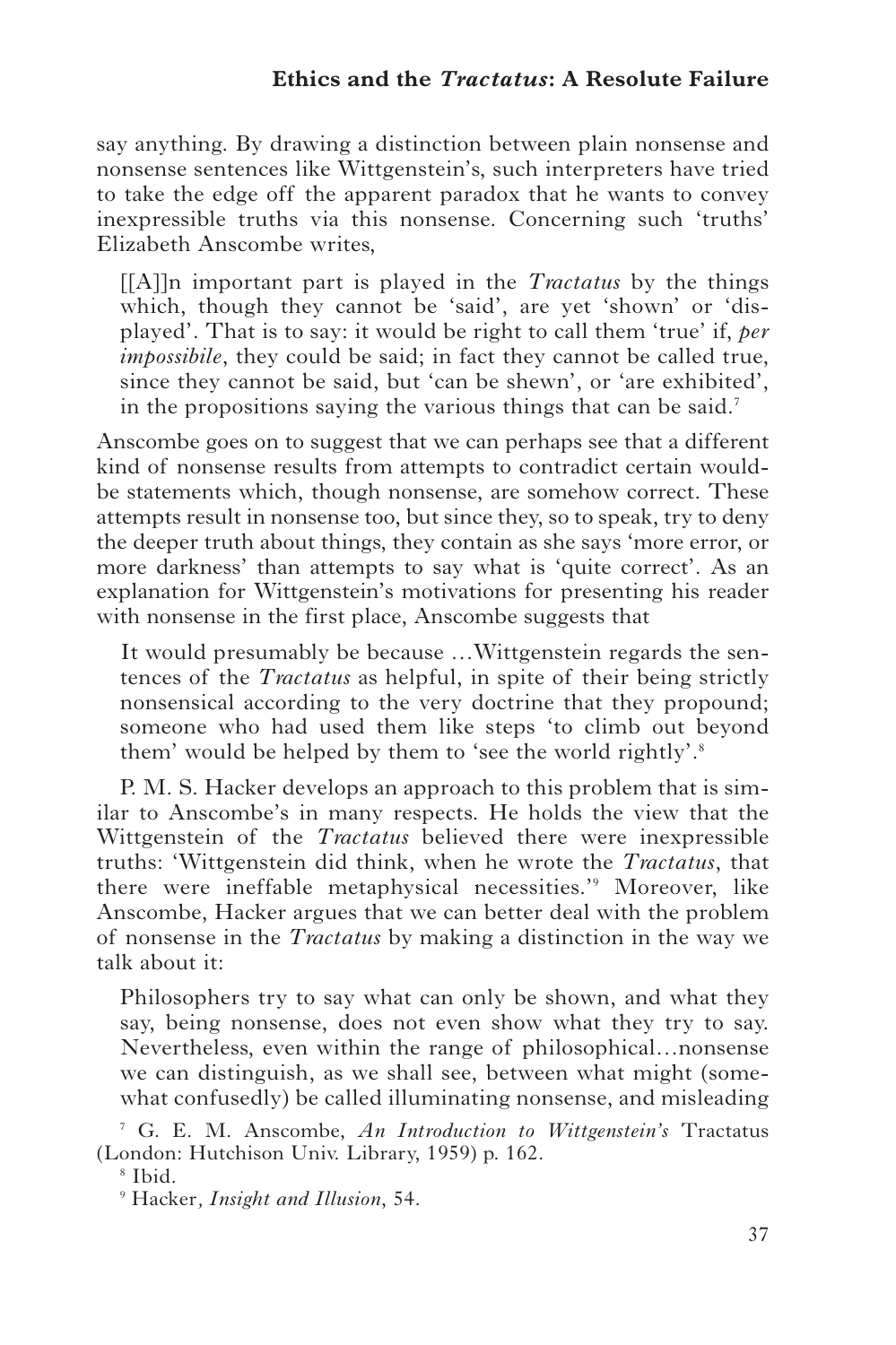say anything. By drawing a distinction between plain nonsense and nonsense sentences like Wittgenstein's, such interpreters have tried to take the edge off the apparent paradox that he wants to convey inexpressible truths via this nonsense. Concerning such 'truths' Elizabeth Anscombe writes,

> [[A]]n important part is played in the *Tractatus* by the things which, though they cannot be 'said', are yet 'shown' or 'displayed'. That is to say: it would be right to call them 'true' if, *per impossibile*, they could be said; in fact they cannot be called true, since they cannot be said, but 'can be shewn', or 'are exhibited', in the propositions saying the various things that can be said.[7]

Anscombe goes on to suggest that we can perhaps see that a different kind of nonsense results from attempts to contradict certain would-be statements which, though nonsense, are somehow correct. These attempts result in nonsense too, but since they, so to speak, try to deny the deeper truth about things, they contain as she says 'more error, or more darkness' than attempts to say what is 'quite correct'. As an explanation for Wittgenstein's motivations for presenting his reader with nonsense in the first place, Anscombe suggests that

> It would presumably be because …Wittgenstein regards the sentences of the *Tractatus* as helpful, in spite of their being strictly nonsensical according to the very doctrine that they propound; someone who had used them like steps 'to climb out beyond them' would be helped by them to 'see the world rightly'.[8]

P. M. S. Hacker develops an approach to this problem that is similar to Anscombe's in many respects. He holds the view that the Wittgenstein of the *Tractatus* believed there were inexpressible truths: 'Wittgenstein did think, when he wrote the *Tractatus*, that there were ineffable metaphysical necessities.'[9] Moreover, like Anscombe, Hacker argues that we can better deal with the problem of nonsense in the *Tractatus* by making a distinction in the way we talk about it:

> Philosophers try to say what can only be shown, and what they say, being nonsense, does not even show what they try to say. Nevertheless, even within the range of philosophical…nonsense we can distinguish, as we shall see, between what might (somewhat confusedly) be called illuminating nonsense, and misleading

[7] G. E. M. Anscombe, *An Introduction to Wittgenstein's* Tractatus (London: Hutchison Univ. Library, 1959) p. 162.

[8] Ibid.

[9] Hacker*, Insight and Illusion,* 54.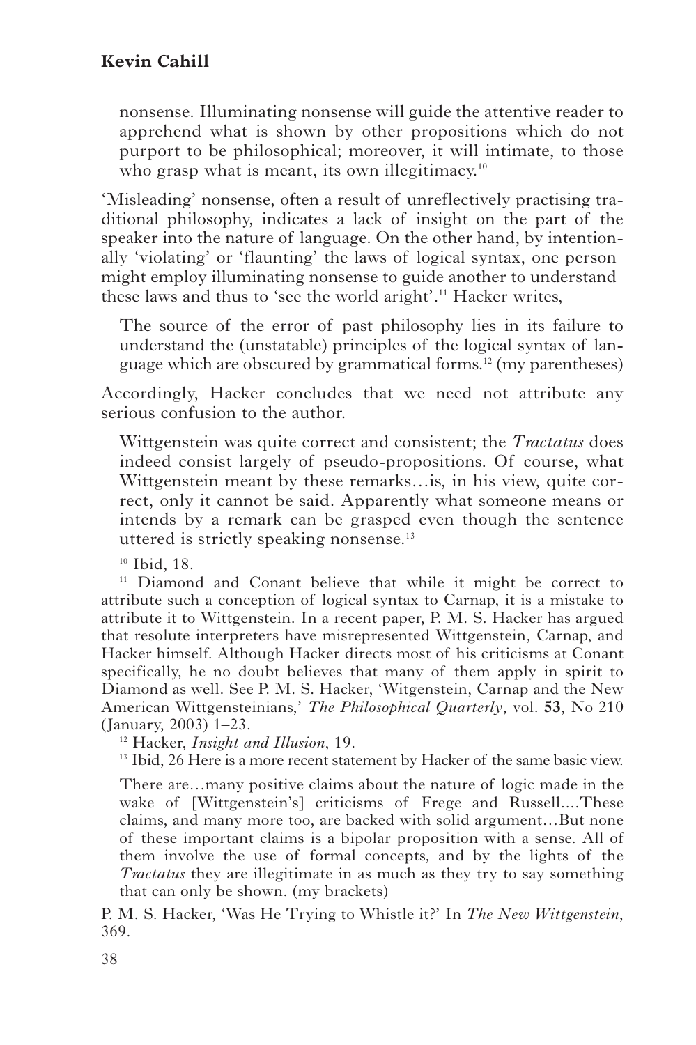> nonsense. Illuminating nonsense will guide the attentive reader to apprehend what is shown by other propositions which do not purport to be philosophical; moreover, it will intimate, to those who grasp what is meant, its own illegitimacy.[10]

'Misleading' nonsense, often a result of unreflectively practising traditional philosophy, indicates a lack of insight on the part of the speaker into the nature of language. On the other hand, by intentionally 'violating' or 'flaunting' the laws of logical syntax, one person might employ illuminating nonsense to guide another to understand these laws and thus to 'see the world aright'.[11] Hacker writes,

> The source of the error of past philosophy lies in its failure to understand the (unstatable) principles of the logical syntax of language which are obscured by grammatical forms.[12] (my parentheses)

Accordingly, Hacker concludes that we need not attribute any serious confusion to the author.

> Wittgenstein was quite correct and consistent; the *Tractatus* does indeed consist largely of pseudo-propositions. Of course, what Wittgenstein meant by these remarks…is, in his view, quite correct, only it cannot be said. Apparently what someone means or intends by a remark can be grasped even though the sentence uttered is strictly speaking nonsense.[13]

[10] Ibid, 18.

[11] Diamond and Conant believe that while it might be correct to attribute such a conception of logical syntax to Carnap, it is a mistake to attribute it to Wittgenstein. In a recent paper, P. M. S. Hacker has argued that resolute interpreters have misrepresented Wittgenstein, Carnap, and Hacker himself. Although Hacker directs most of his criticisms at Conant specifically, he no doubt believes that many of them apply in spirit to Diamond as well. See P. M. S. Hacker, 'Witgenstein, Carnap and the New American Wittgensteinians,' *The Philosophical Quarterly*, vol. **53**, No 210 (January, 2003) 1–23.

[12] Hacker, *Insight and Illusion*, 19.

[13] Ibid, 26 Here is a more recent statement by Hacker of the same basic view.

> There are…many positive claims about the nature of logic made in the wake of [Wittgenstein's] criticisms of Frege and Russell....These claims, and many more too, are backed with solid argument…But none of these important claims is a bipolar proposition with a sense. All of them involve the use of formal concepts, and by the lights of the *Tractatus* they are illegitimate in as much as they try to say something that can only be shown. (my brackets)

P. M. S. Hacker, 'Was He Trying to Whistle it?' In *The New Wittgenstein*, 369.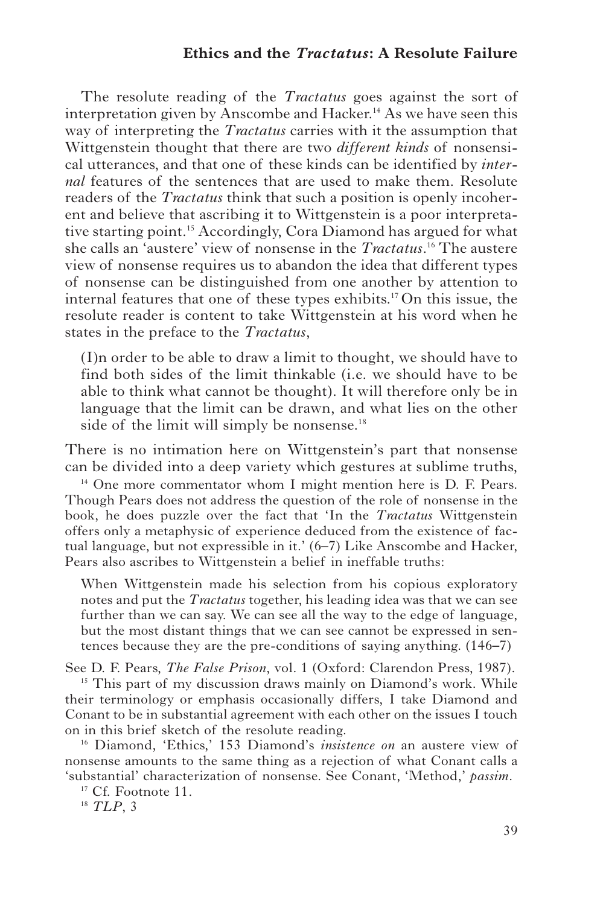The resolute reading of the *Tractatus* goes against the sort of interpretation given by Anscombe and Hacker.[14] As we have seen this way of interpreting the *Tractatus* carries with it the assumption that Wittgenstein thought that there are two *different kinds* of nonsensical utterances, and that one of these kinds can be identified by *internal* features of the sentences that are used to make them. Resolute readers of the *Tractatus* think that such a position is openly incoherent and believe that ascribing it to Wittgenstein is a poor interpretative starting point.[15] Accordingly, Cora Diamond has argued for what she calls an 'austere' view of nonsense in the *Tractatus*.[16] The austere view of nonsense requires us to abandon the idea that different types of nonsense can be distinguished from one another by attention to internal features that one of these types exhibits.[17] On this issue, the resolute reader is content to take Wittgenstein at his word when he states in the preface to the *Tractatus*,

> (I)n order to be able to draw a limit to thought, we should have to find both sides of the limit thinkable (i.e. we should have to be able to think what cannot be thought). It will therefore only be in language that the limit can be drawn, and what lies on the other side of the limit will simply be nonsense.[18]

There is no intimation here on Wittgenstein's part that nonsense can be divided into a deep variety which gestures at sublime truths,

[14] One more commentator whom I might mention here is D. F. Pears. Though Pears does not address the question of the role of nonsense in the book, he does puzzle over the fact that 'In the *Tractatus* Wittgenstein offers only a metaphysic of experience deduced from the existence of factual language, but not expressible in it.' (6–7) Like Anscombe and Hacker, Pears also ascribes to Wittgenstein a belief in ineffable truths:

> When Wittgenstein made his selection from his copious exploratory notes and put the *Tractatus* together, his leading idea was that we can see further than we can say. We can see all the way to the edge of language, but the most distant things that we can see cannot be expressed in sentences because they are the pre-conditions of saying anything. (146–7)

See D. F. Pears, *The False Prison*, vol. 1 (Oxford: Clarendon Press, 1987).

[15] This part of my discussion draws mainly on Diamond's work. While their terminology or emphasis occasionally differs, I take Diamond and Conant to be in substantial agreement with each other on the issues I touch on in this brief sketch of the resolute reading.

[16] Diamond, 'Ethics,' 153 Diamond's *insistence on* an austere view of nonsense amounts to the same thing as a rejection of what Conant calls a 'substantial' characterization of nonsense. See Conant, 'Method,' *passim*.

[17] Cf. Footnote 11.

[18] *TLP*, 3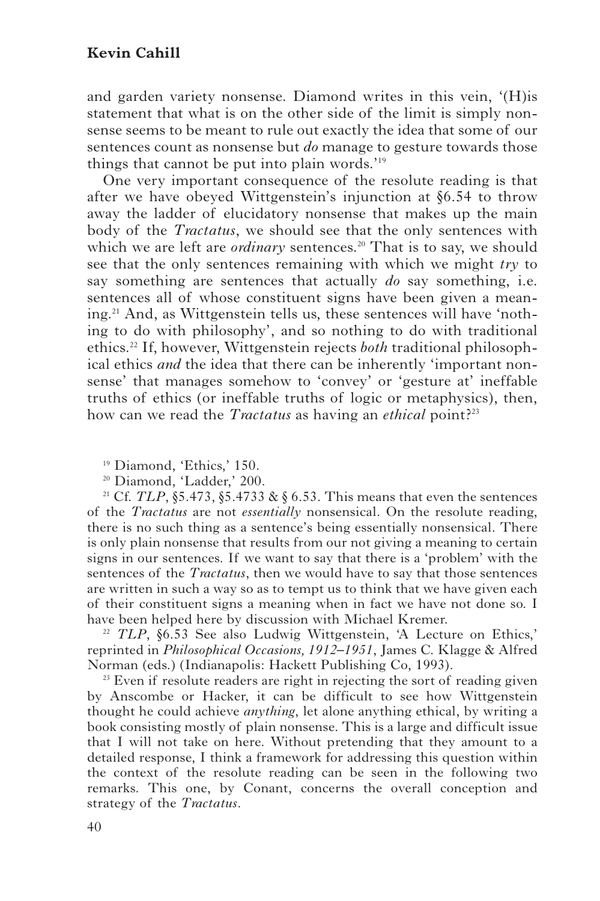and garden variety nonsense. Diamond writes in this vein, '(H)is statement that what is on the other side of the limit is simply nonsense seems to be meant to rule out exactly the idea that some of our sentences count as nonsense but *do* manage to gesture towards those things that cannot be put into plain words.'[19]

One very important consequence of the resolute reading is that after we have obeyed Wittgenstein's injunction at §6.54 to throw away the ladder of elucidatory nonsense that makes up the main body of the *Tractatus*, we should see that the only sentences with which we are left are *ordinary* sentences.[20] That is to say, we should see that the only sentences remaining with which we might *try* to say something are sentences that actually *do* say something, i.e. sentences all of whose constituent signs have been given a meaning.[21] And, as Wittgenstein tells us, these sentences will have 'nothing to do with philosophy', and so nothing to do with traditional ethics.[22] If, however, Wittgenstein rejects *both* traditional philosophical ethics *and* the idea that there can be inherently 'important nonsense' that manages somehow to 'convey' or 'gesture at' ineffable truths of ethics (or ineffable truths of logic or metaphysics), then, how can we read the *Tractatus* as having an *ethical* point?[23]

[19] Diamond, 'Ethics,' 150.

[20] Diamond, 'Ladder,' 200.

[21] Cf. *TLP*, §5.473, §5.4733 & § 6.53. This means that even the sentences of the *Tractatus* are not *essentially* nonsensical. On the resolute reading, there is no such thing as a sentence's being essentially nonsensical. There is only plain nonsense that results from our not giving a meaning to certain signs in our sentences. If we want to say that there is a 'problem' with the sentences of the *Tractatus*, then we would have to say that those sentences are written in such a way so as to tempt us to think that we have given each of their constituent signs a meaning when in fact we have not done so. I have been helped here by discussion with Michael Kremer.

[22] *TLP*, §6.53 See also Ludwig Wittgenstein, 'A Lecture on Ethics,' reprinted in *Philosophical Occasions, 1912–1951*, James C. Klagge & Alfred Norman (eds.) (Indianapolis: Hackett Publishing Co, 1993).

[23] Even if resolute readers are right in rejecting the sort of reading given by Anscombe or Hacker, it can be difficult to see how Wittgenstein thought he could achieve *anything*, let alone anything ethical, by writing a book consisting mostly of plain nonsense. This is a large and difficult issue that I will not take on here. Without pretending that they amount to a detailed response, I think a framework for addressing this question within the context of the resolute reading can be seen in the following two remarks. This one, by Conant, concerns the overall conception and strategy of the *Tractatus*.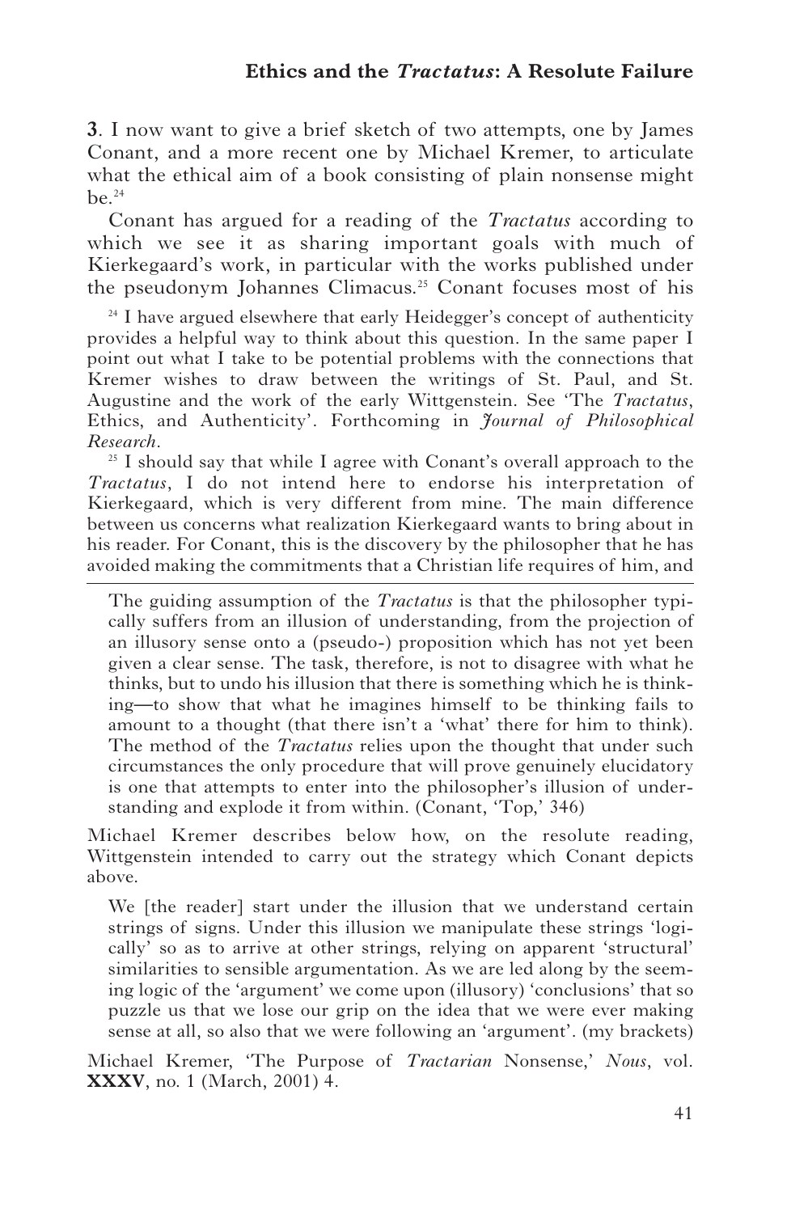**3**. I now want to give a brief sketch of two attempts, one by James Conant, and a more recent one by Michael Kremer, to articulate what the ethical aim of a book consisting of plain nonsense might be.[24]

Conant has argued for a reading of the *Tractatus* according to which we see it as sharing important goals with much of Kierkegaard's work, in particular with the works published under the pseudonym Johannes Climacus.[25] Conant focuses most of his

> The guiding assumption of the *Tractatus* is that the philosopher typically suffers from an illusion of understanding, from the projection of an illusory sense onto a (pseudo-) proposition which has not yet been given a clear sense. The task, therefore, is not to disagree with what he thinks, but to undo his illusion that there is something which he is thinking—to show that what he imagines himself to be thinking fails to amount to a thought (that there isn't a 'what' there for him to think). The method of the *Tractatus* relies upon the thought that under such circumstances the only procedure that will prove genuinely elucidatory is one that attempts to enter into the philosopher's illusion of understanding and explode it from within. (Conant, 'Top,' 346)

Michael Kremer describes below how, on the resolute reading, Wittgenstein intended to carry out the strategy which Conant depicts above.

> We [the reader] start under the illusion that we understand certain strings of signs. Under this illusion we manipulate these strings 'logically' so as to arrive at other strings, relying on apparent 'structural' similarities to sensible argumentation. As we are led along by the seeming logic of the 'argument' we come upon (illusory) 'conclusions' that so puzzle us that we lose our grip on the idea that we were ever making sense at all, so also that we were following an 'argument'. (my brackets)

Michael Kremer, 'The Purpose of *Tractarian* Nonsense,' *Nous*, vol. **XXXV**, no. 1 (March, 2001) 4.

---

[24] I have argued elsewhere that early Heidegger's concept of authenticity provides a helpful way to think about this question. In the same paper I point out what I take to be potential problems with the connections that Kremer wishes to draw between the writings of St. Paul, and St. Augustine and the work of the early Wittgenstein. See 'The *Tractatus*, Ethics, and Authenticity'. Forthcoming in *Journal of Philosophical Research*.

[25] I should say that while I agree with Conant's overall approach to the *Tractatus*, I do not intend here to endorse his interpretation of Kierkegaard, which is very different from mine. The main difference between us concerns what realization Kierkegaard wants to bring about in his reader. For Conant, this is the discovery by the philosopher that he has avoided making the commitments that a Christian life requires of him, and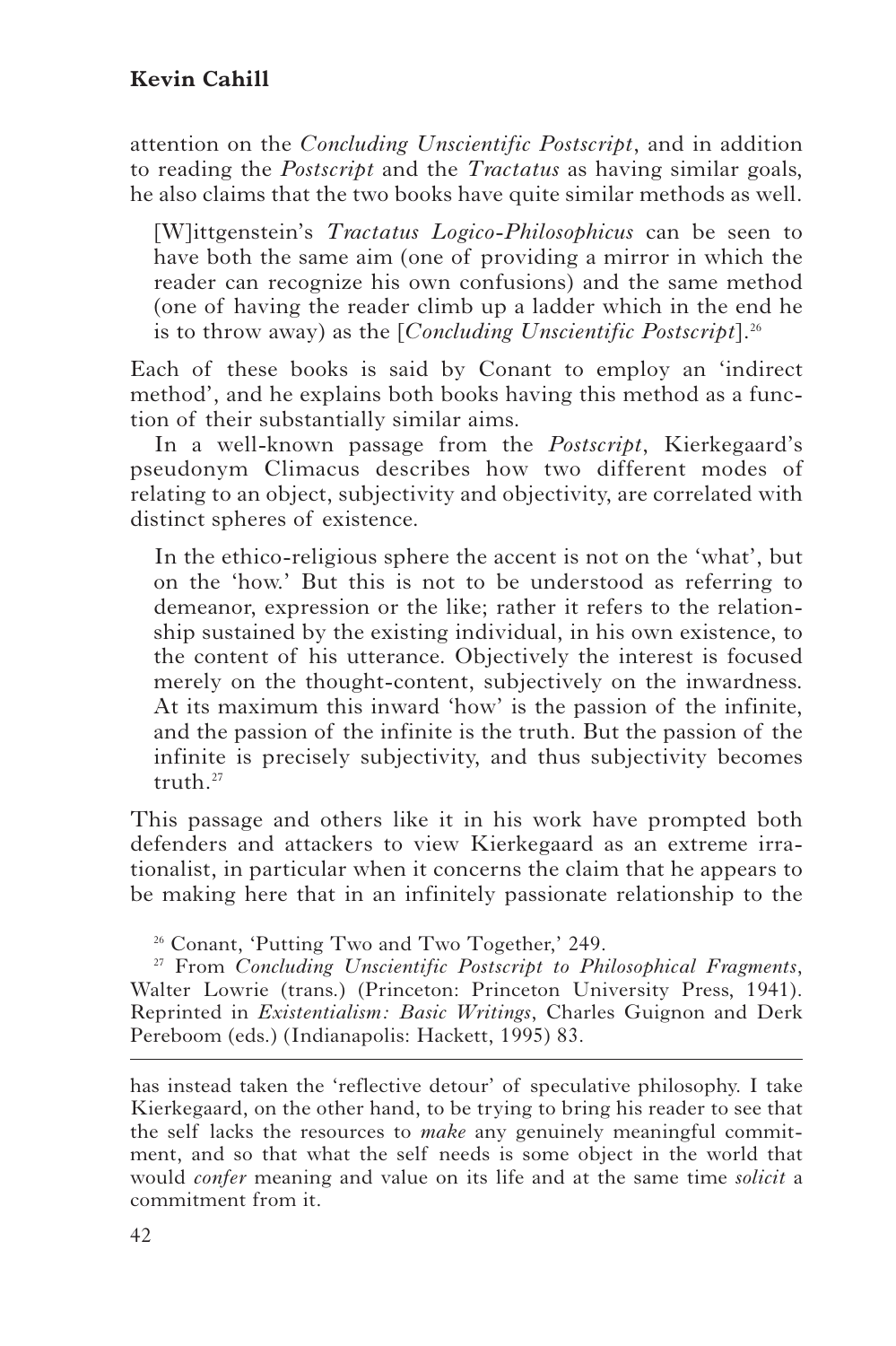attention on the *Concluding Unscientific Postscript*, and in addition to reading the *Postscript* and the *Tractatus* as having similar goals, he also claims that the two books have quite similar methods as well.

> [W]ittgenstein's *Tractatus Logico-Philosophicus* can be seen to have both the same aim (one of providing a mirror in which the reader can recognize his own confusions) and the same method (one of having the reader climb up a ladder which in the end he is to throw away) as the [*Concluding Unscientific Postscript*].[26]

Each of these books is said by Conant to employ an 'indirect method', and he explains both books having this method as a function of their substantially similar aims.

In a well-known passage from the *Postscript*, Kierkegaard's pseudonym Climacus describes how two different modes of relating to an object, subjectivity and objectivity, are correlated with distinct spheres of existence.

> In the ethico-religious sphere the accent is not on the 'what', but on the 'how.' But this is not to be understood as referring to demeanor, expression or the like; rather it refers to the relationship sustained by the existing individual, in his own existence, to the content of his utterance. Objectively the interest is focused merely on the thought-content, subjectively on the inwardness. At its maximum this inward 'how' is the passion of the infinite, and the passion of the infinite is the truth. But the passion of the infinite is precisely subjectivity, and thus subjectivity becomes truth.[27]

This passage and others like it in his work have prompted both defenders and attackers to view Kierkegaard as an extreme irrationalist, in particular when it concerns the claim that he appears to be making here that in an infinitely passionate relationship to the

[26] Conant, 'Putting Two and Two Together,' 249.

[27] From *Concluding Unscientific Postscript to Philosophical Fragments*, Walter Lowrie (trans.) (Princeton: Princeton University Press, 1941). Reprinted in *Existentialism: Basic Writings*, Charles Guignon and Derk Pereboom (eds.) (Indianapolis: Hackett, 1995) 83.

has instead taken the 'reflective detour' of speculative philosophy. I take Kierkegaard, on the other hand, to be trying to bring his reader to see that the self lacks the resources to *make* any genuinely meaningful commitment, and so that what the self needs is some object in the world that would *confer* meaning and value on its life and at the same time *solicit* a commitment from it.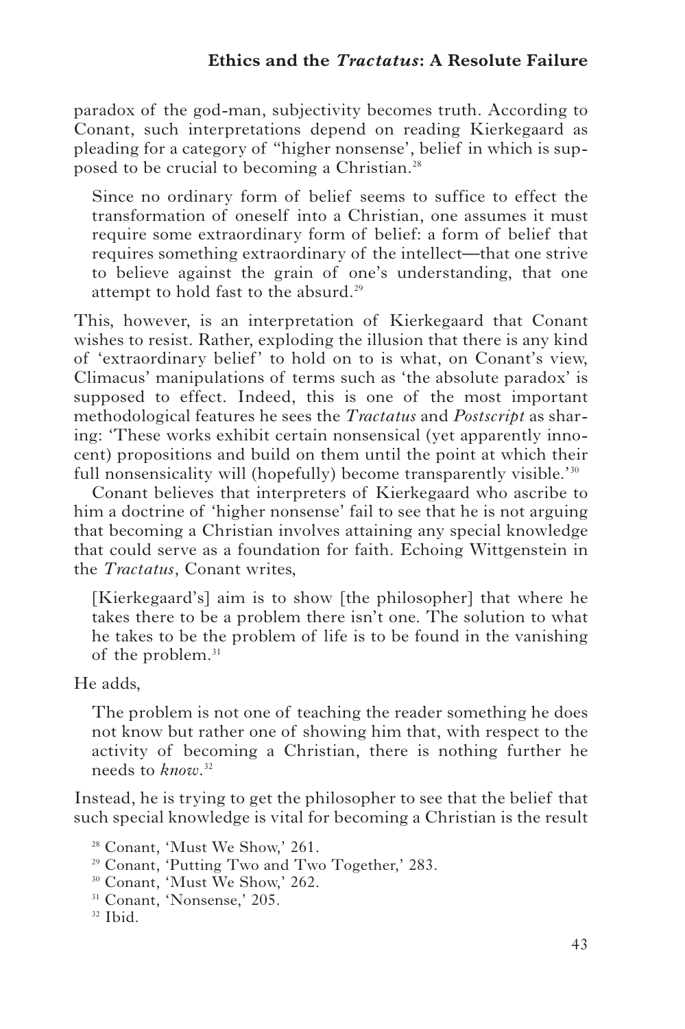paradox of the god-man, subjectivity becomes truth. According to Conant, such interpretations depend on reading Kierkegaard as pleading for a category of "higher nonsense', belief in which is supposed to be crucial to becoming a Christian.[28]

> Since no ordinary form of belief seems to suffice to effect the transformation of oneself into a Christian, one assumes it must require some extraordinary form of belief: a form of belief that requires something extraordinary of the intellect—that one strive to believe against the grain of one's understanding, that one attempt to hold fast to the absurd.[29]

This, however, is an interpretation of Kierkegaard that Conant wishes to resist. Rather, exploding the illusion that there is any kind of 'extraordinary belief' to hold on to is what, on Conant's view, Climacus' manipulations of terms such as 'the absolute paradox' is supposed to effect. Indeed, this is one of the most important methodological features he sees the *Tractatus* and *Postscript* as sharing: 'These works exhibit certain nonsensical (yet apparently innocent) propositions and build on them until the point at which their full nonsensicality will (hopefully) become transparently visible.'[30]

Conant believes that interpreters of Kierkegaard who ascribe to him a doctrine of 'higher nonsense' fail to see that he is not arguing that becoming a Christian involves attaining any special knowledge that could serve as a foundation for faith. Echoing Wittgenstein in the *Tractatus*, Conant writes,

> [Kierkegaard's] aim is to show [the philosopher] that where he takes there to be a problem there isn't one. The solution to what he takes to be the problem of life is to be found in the vanishing of the problem.[31]

He adds,

> The problem is not one of teaching the reader something he does not know but rather one of showing him that, with respect to the activity of becoming a Christian, there is nothing further he needs to *know*.[32]

Instead, he is trying to get the philosopher to see that the belief that such special knowledge is vital for becoming a Christian is the result

[28] Conant, 'Must We Show,' 261.

[29] Conant, 'Putting Two and Two Together,' 283.

[30] Conant, 'Must We Show,' 262.

[31] Conant, 'Nonsense,' 205.

[32] Ibid.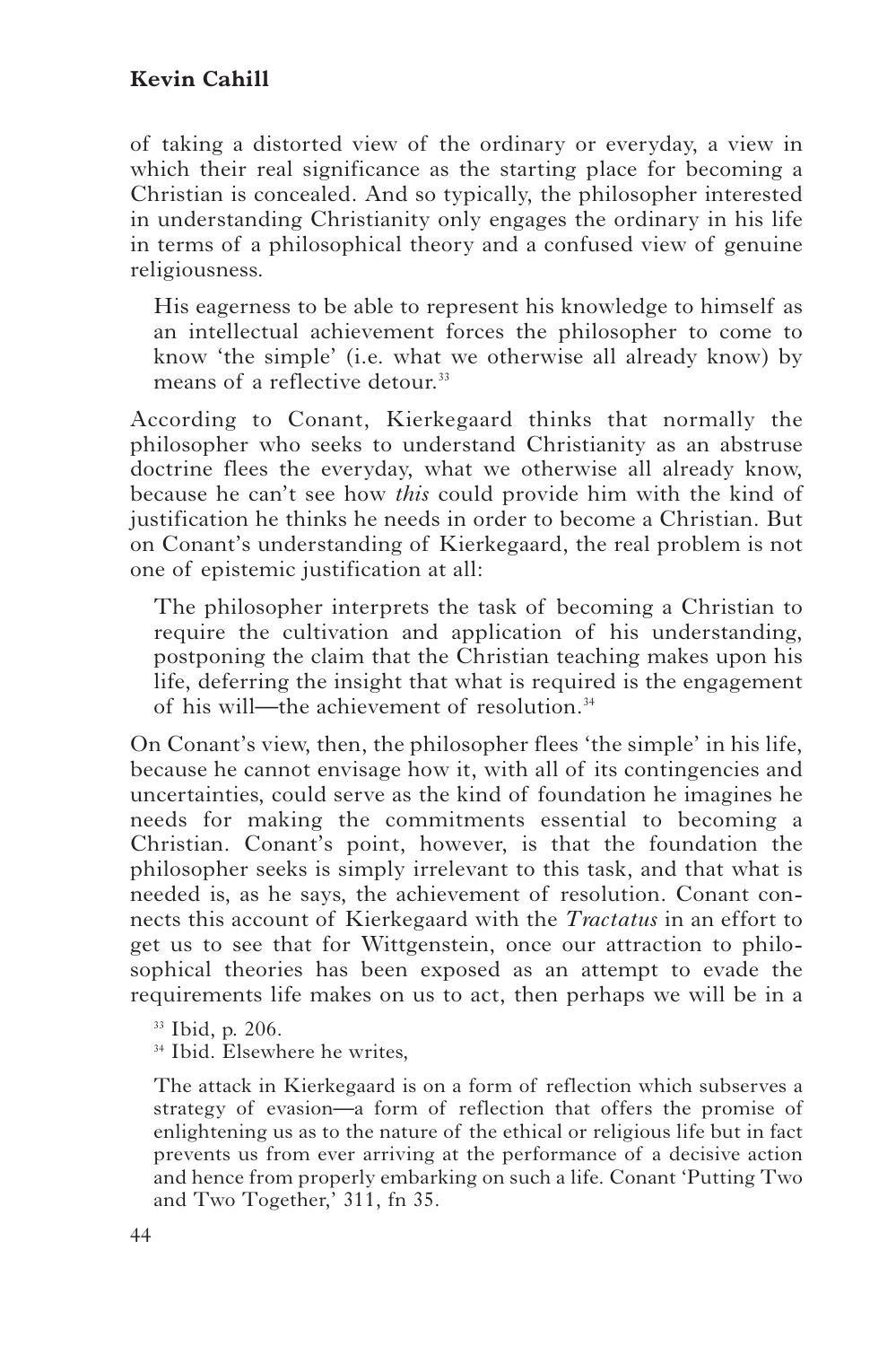of taking a distorted view of the ordinary or everyday, a view in which their real significance as the starting place for becoming a Christian is concealed. And so typically, the philosopher interested in understanding Christianity only engages the ordinary in his life in terms of a philosophical theory and a confused view of genuine religiousness.

> His eagerness to be able to represent his knowledge to himself as an intellectual achievement forces the philosopher to come to know 'the simple' (i.e. what we otherwise all already know) by means of a reflective detour.[33]

According to Conant, Kierkegaard thinks that normally the philosopher who seeks to understand Christianity as an abstruse doctrine flees the everyday, what we otherwise all already know, because he can't see how *this* could provide him with the kind of justification he thinks he needs in order to become a Christian. But on Conant's understanding of Kierkegaard, the real problem is not one of epistemic justification at all:

> The philosopher interprets the task of becoming a Christian to require the cultivation and application of his understanding, postponing the claim that the Christian teaching makes upon his life, deferring the insight that what is required is the engagement of his will—the achievement of resolution.[34]

On Conant's view, then, the philosopher flees 'the simple' in his life, because he cannot envisage how it, with all of its contingencies and uncertainties, could serve as the kind of foundation he imagines he needs for making the commitments essential to becoming a Christian. Conant's point, however, is that the foundation the philosopher seeks is simply irrelevant to this task, and that what is needed is, as he says, the achievement of resolution. Conant connects this account of Kierkegaard with the *Tractatus* in an effort to get us to see that for Wittgenstein, once our attraction to philosophical theories has been exposed as an attempt to evade the requirements life makes on us to act, then perhaps we will be in a

[33] Ibid, p. 206.

[34] Ibid. Elsewhere he writes,

> The attack in Kierkegaard is on a form of reflection which subserves a strategy of evasion—a form of reflection that offers the promise of enlightening us as to the nature of the ethical or religious life but in fact prevents us from ever arriving at the performance of a decisive action and hence from properly embarking on such a life. Conant 'Putting Two and Two Together,' 311, fn 35.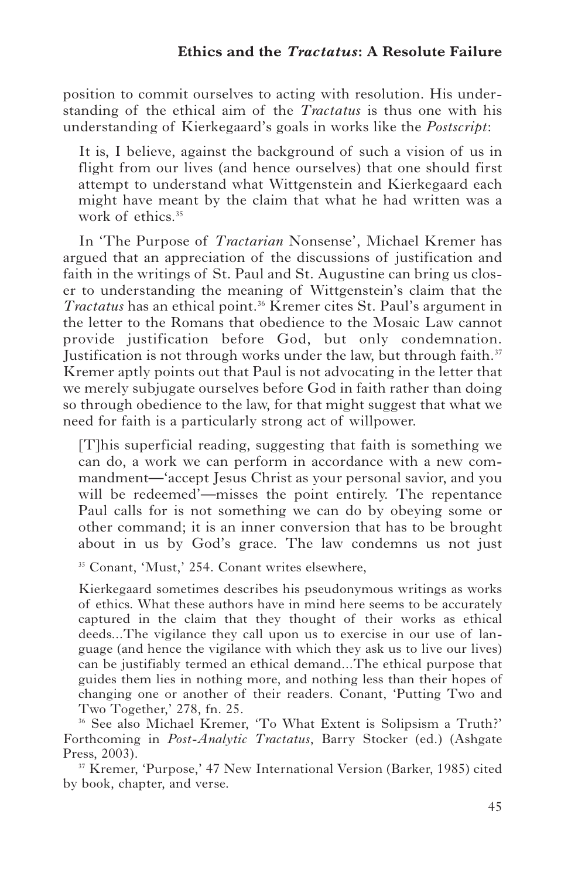position to commit ourselves to acting with resolution. His understanding of the ethical aim of the *Tractatus* is thus one with his understanding of Kierkegaard's goals in works like the *Postscript*:

> It is, I believe, against the background of such a vision of us in flight from our lives (and hence ourselves) that one should first attempt to understand what Wittgenstein and Kierkegaard each might have meant by the claim that what he had written was a work of ethics.[35]

In 'The Purpose of *Tractarian* Nonsense', Michael Kremer has argued that an appreciation of the discussions of justification and faith in the writings of St. Paul and St. Augustine can bring us closer to understanding the meaning of Wittgenstein's claim that the *Tractatus* has an ethical point.[36] Kremer cites St. Paul's argument in the letter to the Romans that obedience to the Mosaic Law cannot provide justification before God, but only condemnation. Justification is not through works under the law, but through faith.[37] Kremer aptly points out that Paul is not advocating in the letter that we merely subjugate ourselves before God in faith rather than doing so through obedience to the law, for that might suggest that what we need for faith is a particularly strong act of willpower.

> [T]his superficial reading, suggesting that faith is something we can do, a work we can perform in accordance with a new commandment—'accept Jesus Christ as your personal savior, and you will be redeemed'—misses the point entirely. The repentance Paul calls for is not something we can do by obeying some or other command; it is an inner conversion that has to be brought about in us by God's grace. The law condemns us not just

[35] Conant, 'Must,' 254. Conant writes elsewhere,

> Kierkegaard sometimes describes his pseudonymous writings as works of ethics. What these authors have in mind here seems to be accurately captured in the claim that they thought of their works as ethical deeds...The vigilance they call upon us to exercise in our use of language (and hence the vigilance with which they ask us to live our lives) can be justifiably termed an ethical demand...The ethical purpose that guides them lies in nothing more, and nothing less than their hopes of changing one or another of their readers. Conant, 'Putting Two and Two Together,' 278, fn. 25.

[36] See also Michael Kremer, 'To What Extent is Solipsism a Truth?' Forthcoming in *Post-Analytic Tractatus*, Barry Stocker (ed.) (Ashgate Press, 2003).

[37] Kremer, 'Purpose,' 47 New International Version (Barker, 1985) cited by book, chapter, and verse.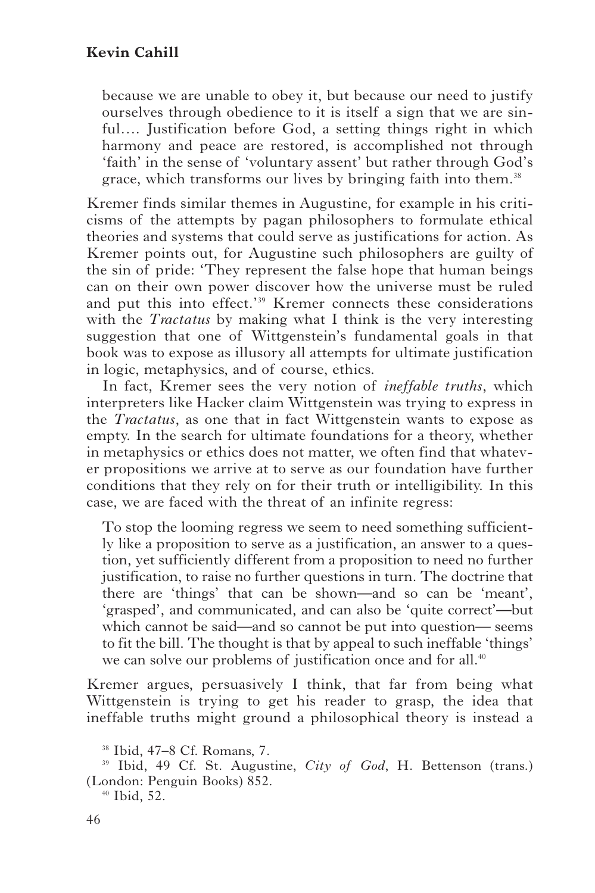> because we are unable to obey it, but because our need to justify ourselves through obedience to it is itself a sign that we are sinful.... Justification before God, a setting things right in which harmony and peace are restored, is accomplished not through 'faith' in the sense of 'voluntary assent' but rather through God's grace, which transforms our lives by bringing faith into them.[38]

Kremer finds similar themes in Augustine, for example in his criticisms of the attempts by pagan philosophers to formulate ethical theories and systems that could serve as justifications for action. As Kremer points out, for Augustine such philosophers are guilty of the sin of pride: 'They represent the false hope that human beings can on their own power discover how the universe must be ruled and put this into effect.'[39] Kremer connects these considerations with the *Tractatus* by making what I think is the very interesting suggestion that one of Wittgenstein's fundamental goals in that book was to expose as illusory all attempts for ultimate justification in logic, metaphysics, and of course, ethics.

In fact, Kremer sees the very notion of *ineffable truths*, which interpreters like Hacker claim Wittgenstein was trying to express in the *Tractatus*, as one that in fact Wittgenstein wants to expose as empty. In the search for ultimate foundations for a theory, whether in metaphysics or ethics does not matter, we often find that whatever propositions we arrive at to serve as our foundation have further conditions that they rely on for their truth or intelligibility. In this case, we are faced with the threat of an infinite regress:

> To stop the looming regress we seem to need something sufficiently like a proposition to serve as a justification, an answer to a question, yet sufficiently different from a proposition to need no further justification, to raise no further questions in turn. The doctrine that there are 'things' that can be shown—and so can be 'meant', 'grasped', and communicated, and can also be 'quite correct'—but which cannot be said—and so cannot be put into question— seems to fit the bill. The thought is that by appeal to such ineffable 'things' we can solve our problems of justification once and for all.[40]

Kremer argues, persuasively I think, that far from being what Wittgenstein is trying to get his reader to grasp, the idea that ineffable truths might ground a philosophical theory is instead a

[38] Ibid, 47–8 Cf. Romans, 7.

[39] Ibid, 49 Cf. St. Augustine, *City of God*, H. Bettenson (trans.) (London: Penguin Books) 852.

[40] Ibid, 52.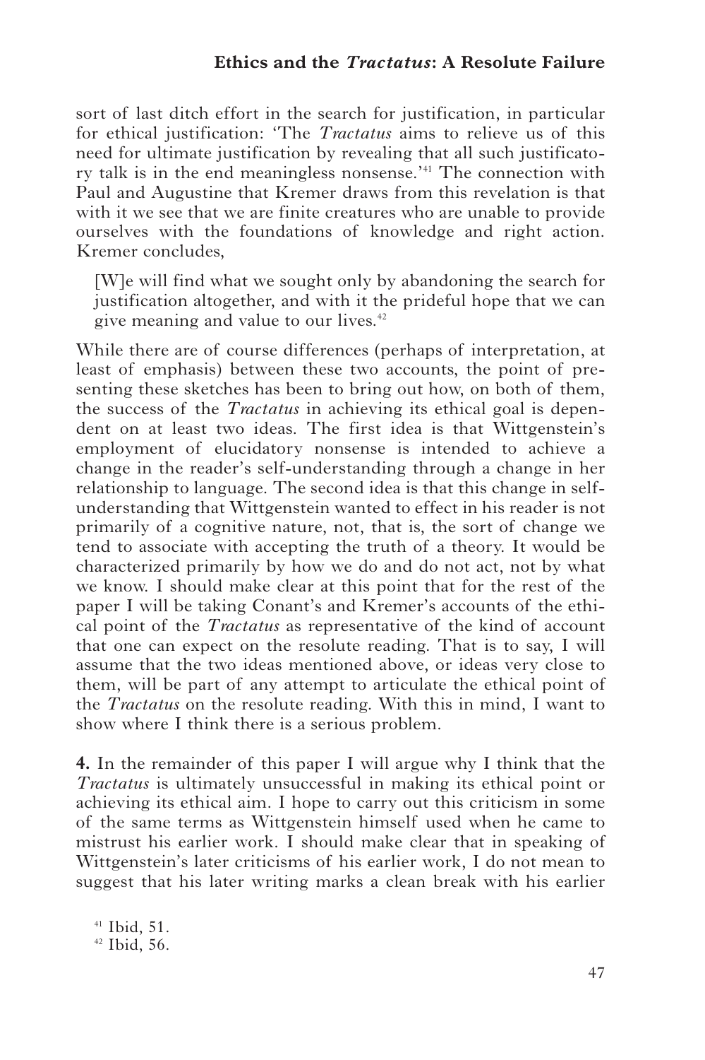sort of last ditch effort in the search for justification, in particular for ethical justification: 'The *Tractatus* aims to relieve us of this need for ultimate justification by revealing that all such justificatory talk is in the end meaningless nonsense.'[41] The connection with Paul and Augustine that Kremer draws from this revelation is that with it we see that we are finite creatures who are unable to provide ourselves with the foundations of knowledge and right action. Kremer concludes,

> [W]e will find what we sought only by abandoning the search for justification altogether, and with it the prideful hope that we can give meaning and value to our lives.[42]

While there are of course differences (perhaps of interpretation, at least of emphasis) between these two accounts, the point of presenting these sketches has been to bring out how, on both of them, the success of the *Tractatus* in achieving its ethical goal is dependent on at least two ideas. The first idea is that Wittgenstein's employment of elucidatory nonsense is intended to achieve a change in the reader's self-understanding through a change in her relationship to language. The second idea is that this change in self-understanding that Wittgenstein wanted to effect in his reader is not primarily of a cognitive nature, not, that is, the sort of change we tend to associate with accepting the truth of a theory. It would be characterized primarily by how we do and do not act, not by what we know. I should make clear at this point that for the rest of the paper I will be taking Conant's and Kremer's accounts of the ethical point of the *Tractatus* as representative of the kind of account that one can expect on the resolute reading. That is to say, I will assume that the two ideas mentioned above, or ideas very close to them, will be part of any attempt to articulate the ethical point of the *Tractatus* on the resolute reading. With this in mind, I want to show where I think there is a serious problem.

**4.** In the remainder of this paper I will argue why I think that the *Tractatus* is ultimately unsuccessful in making its ethical point or achieving its ethical aim. I hope to carry out this criticism in some of the same terms as Wittgenstein himself used when he came to mistrust his earlier work. I should make clear that in speaking of Wittgenstein's later criticisms of his earlier work, I do not mean to suggest that his later writing marks a clean break with his earlier

[41] Ibid, 51.
[42] Ibid, 56.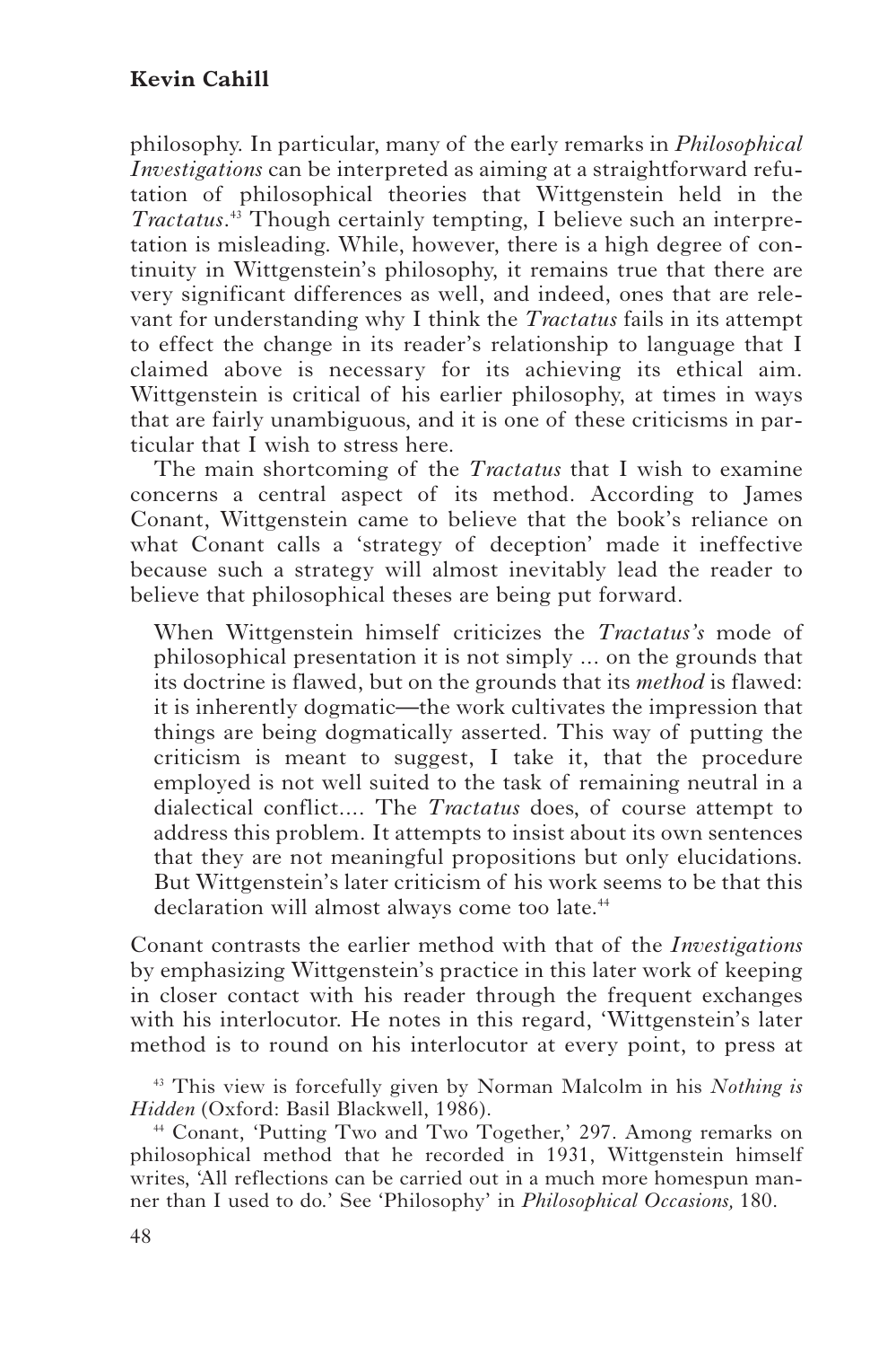philosophy. In particular, many of the early remarks in *Philosophical Investigations* can be interpreted as aiming at a straightforward refutation of philosophical theories that Wittgenstein held in the *Tractatus*.[43] Though certainly tempting, I believe such an interpretation is misleading. While, however, there is a high degree of continuity in Wittgenstein's philosophy, it remains true that there are very significant differences as well, and indeed, ones that are relevant for understanding why I think the *Tractatus* fails in its attempt to effect the change in its reader's relationship to language that I claimed above is necessary for its achieving its ethical aim. Wittgenstein is critical of his earlier philosophy, at times in ways that are fairly unambiguous, and it is one of these criticisms in particular that I wish to stress here.

The main shortcoming of the *Tractatus* that I wish to examine concerns a central aspect of its method. According to James Conant, Wittgenstein came to believe that the book's reliance on what Conant calls a 'strategy of deception' made it ineffective because such a strategy will almost inevitably lead the reader to believe that philosophical theses are being put forward.

> When Wittgenstein himself criticizes the *Tractatus's* mode of philosophical presentation it is not simply ... on the grounds that its doctrine is flawed, but on the grounds that its *method* is flawed: it is inherently dogmatic—the work cultivates the impression that things are being dogmatically asserted. This way of putting the criticism is meant to suggest, I take it, that the procedure employed is not well suited to the task of remaining neutral in a dialectical conflict.... The *Tractatus* does, of course attempt to address this problem. It attempts to insist about its own sentences that they are not meaningful propositions but only elucidations. But Wittgenstein's later criticism of his work seems to be that this declaration will almost always come too late.[44]

Conant contrasts the earlier method with that of the *Investigations* by emphasizing Wittgenstein's practice in this later work of keeping in closer contact with his reader through the frequent exchanges with his interlocutor. He notes in this regard, 'Wittgenstein's later method is to round on his interlocutor at every point, to press at

[43] This view is forcefully given by Norman Malcolm in his *Nothing is Hidden* (Oxford: Basil Blackwell, 1986).

[44] Conant, 'Putting Two and Two Together,' 297. Among remarks on philosophical method that he recorded in 1931, Wittgenstein himself writes, 'All reflections can be carried out in a much more homespun manner than I used to do.' See 'Philosophy' in *Philosophical Occasions,* 180.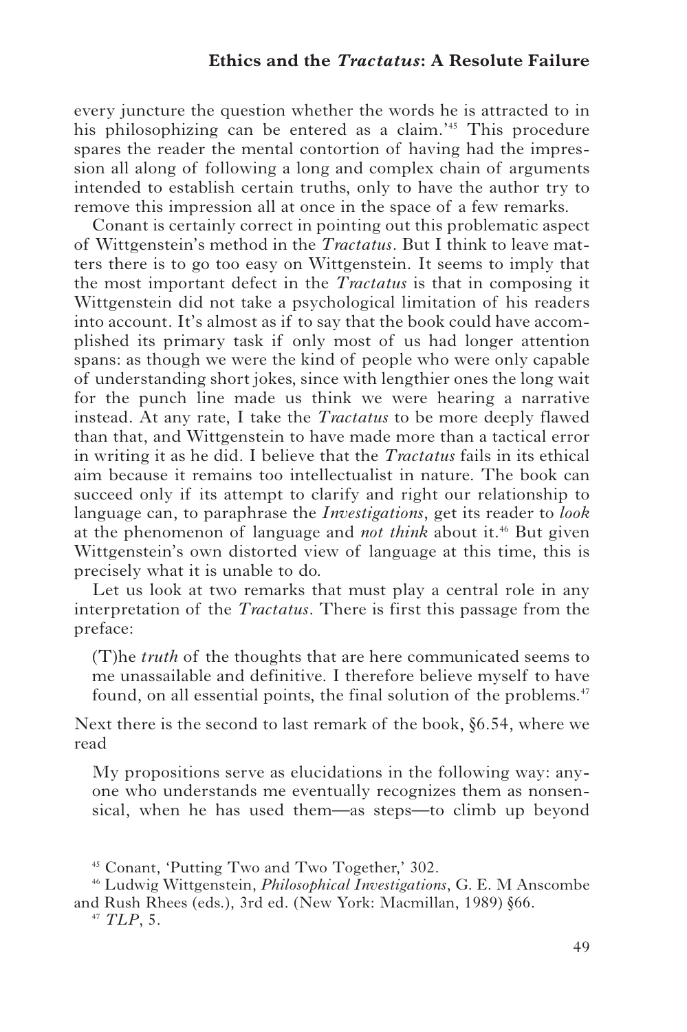every juncture the question whether the words he is attracted to in his philosophizing can be entered as a claim.'[45] This procedure spares the reader the mental contortion of having had the impression all along of following a long and complex chain of arguments intended to establish certain truths, only to have the author try to remove this impression all at once in the space of a few remarks.

Conant is certainly correct in pointing out this problematic aspect of Wittgenstein's method in the *Tractatus*. But I think to leave matters there is to go too easy on Wittgenstein. It seems to imply that the most important defect in the *Tractatus* is that in composing it Wittgenstein did not take a psychological limitation of his readers into account. It's almost as if to say that the book could have accomplished its primary task if only most of us had longer attention spans: as though we were the kind of people who were only capable of understanding short jokes, since with lengthier ones the long wait for the punch line made us think we were hearing a narrative instead. At any rate, I take the *Tractatus* to be more deeply flawed than that, and Wittgenstein to have made more than a tactical error in writing it as he did. I believe that the *Tractatus* fails in its ethical aim because it remains too intellectualist in nature. The book can succeed only if its attempt to clarify and right our relationship to language can, to paraphrase the *Investigations*, get its reader to *look* at the phenomenon of language and *not think* about it.[46] But given Wittgenstein's own distorted view of language at this time, this is precisely what it is unable to do.

Let us look at two remarks that must play a central role in any interpretation of the *Tractatus*. There is first this passage from the preface:

> (T)he *truth* of the thoughts that are here communicated seems to me unassailable and definitive. I therefore believe myself to have found, on all essential points, the final solution of the problems.[47]

Next there is the second to last remark of the book, §6.54, where we read

> My propositions serve as elucidations in the following way: anyone who understands me eventually recognizes them as nonsensical, when he has used them—as steps—to climb up beyond

[45] Conant, 'Putting Two and Two Together,' 302.

[46] Ludwig Wittgenstein, *Philosophical Investigations*, G. E. M Anscombe and Rush Rhees (eds.), 3rd ed. (New York: Macmillan, 1989) §66.

[47] *TLP*, 5.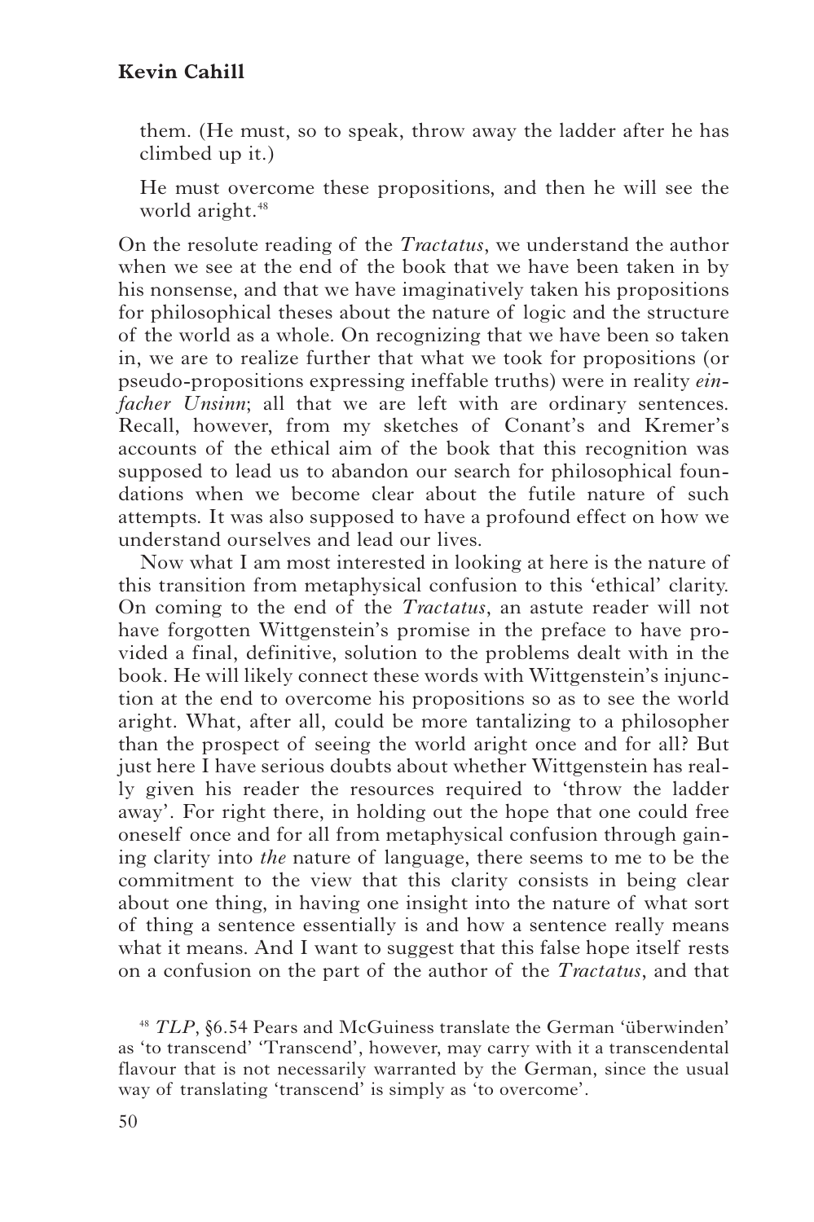them. (He must, so to speak, throw away the ladder after he has climbed up it.)

He must overcome these propositions, and then he will see the world aright.[48]

On the resolute reading of the *Tractatus*, we understand the author when we see at the end of the book that we have been taken in by his nonsense, and that we have imaginatively taken his propositions for philosophical theses about the nature of logic and the structure of the world as a whole. On recognizing that we have been so taken in, we are to realize further that what we took for propositions (or pseudo-propositions expressing ineffable truths) were in reality *einfacher Unsinn*; all that we are left with are ordinary sentences. Recall, however, from my sketches of Conant's and Kremer's accounts of the ethical aim of the book that this recognition was supposed to lead us to abandon our search for philosophical foundations when we become clear about the futile nature of such attempts. It was also supposed to have a profound effect on how we understand ourselves and lead our lives.

Now what I am most interested in looking at here is the nature of this transition from metaphysical confusion to this 'ethical' clarity. On coming to the end of the *Tractatus*, an astute reader will not have forgotten Wittgenstein's promise in the preface to have provided a final, definitive, solution to the problems dealt with in the book. He will likely connect these words with Wittgenstein's injunction at the end to overcome his propositions so as to see the world aright. What, after all, could be more tantalizing to a philosopher than the prospect of seeing the world aright once and for all? But just here I have serious doubts about whether Wittgenstein has really given his reader the resources required to 'throw the ladder away'. For right there, in holding out the hope that one could free oneself once and for all from metaphysical confusion through gaining clarity into *the* nature of language, there seems to me to be the commitment to the view that this clarity consists in being clear about one thing, in having one insight into the nature of what sort of thing a sentence essentially is and how a sentence really means what it means. And I want to suggest that this false hope itself rests on a confusion on the part of the author of the *Tractatus*, and that

[48] *TLP*, §6.54 Pears and McGuiness translate the German 'überwinden' as 'to transcend' 'Transcend', however, may carry with it a transcendental flavour that is not necessarily warranted by the German, since the usual way of translating 'transcend' is simply as 'to overcome'.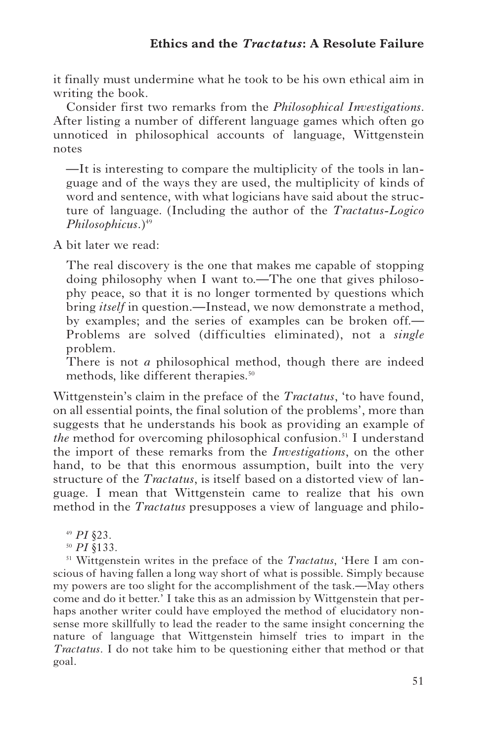it finally must undermine what he took to be his own ethical aim in writing the book.

Consider first two remarks from the *Philosophical Investigations*. After listing a number of different language games which often go unnoticed in philosophical accounts of language, Wittgenstein notes

> —It is interesting to compare the multiplicity of the tools in language and of the ways they are used, the multiplicity of kinds of word and sentence, with what logicians have said about the structure of language. (Including the author of the *Tractatus-Logico Philosophicus*.)[49]

A bit later we read:

> The real discovery is the one that makes me capable of stopping doing philosophy when I want to.—The one that gives philosophy peace, so that it is no longer tormented by questions which bring *itself* in question.—Instead, we now demonstrate a method, by examples; and the series of examples can be broken off.—Problems are solved (difficulties eliminated), not a *single* problem.
>
> There is not *a* philosophical method, though there are indeed methods, like different therapies.[50]

Wittgenstein's claim in the preface of the *Tractatus*, 'to have found, on all essential points, the final solution of the problems', more than suggests that he understands his book as providing an example of *the* method for overcoming philosophical confusion.[51] I understand the import of these remarks from the *Investigations*, on the other hand, to be that this enormous assumption, built into the very structure of the *Tractatus*, is itself based on a distorted view of language. I mean that Wittgenstein came to realize that his own method in the *Tractatus* presupposes a view of language and philo-

---

[49] *PI* §23.

[50] *PI* §133.

[51] Wittgenstein writes in the preface of the *Tractatus*, 'Here I am conscious of having fallen a long way short of what is possible. Simply because my powers are too slight for the accomplishment of the task.—May others come and do it better.' I take this as an admission by Wittgenstein that perhaps another writer could have employed the method of elucidatory nonsense more skillfully to lead the reader to the same insight concerning the nature of language that Wittgenstein himself tries to impart in the *Tractatus*. I do not take him to be questioning either that method or that goal.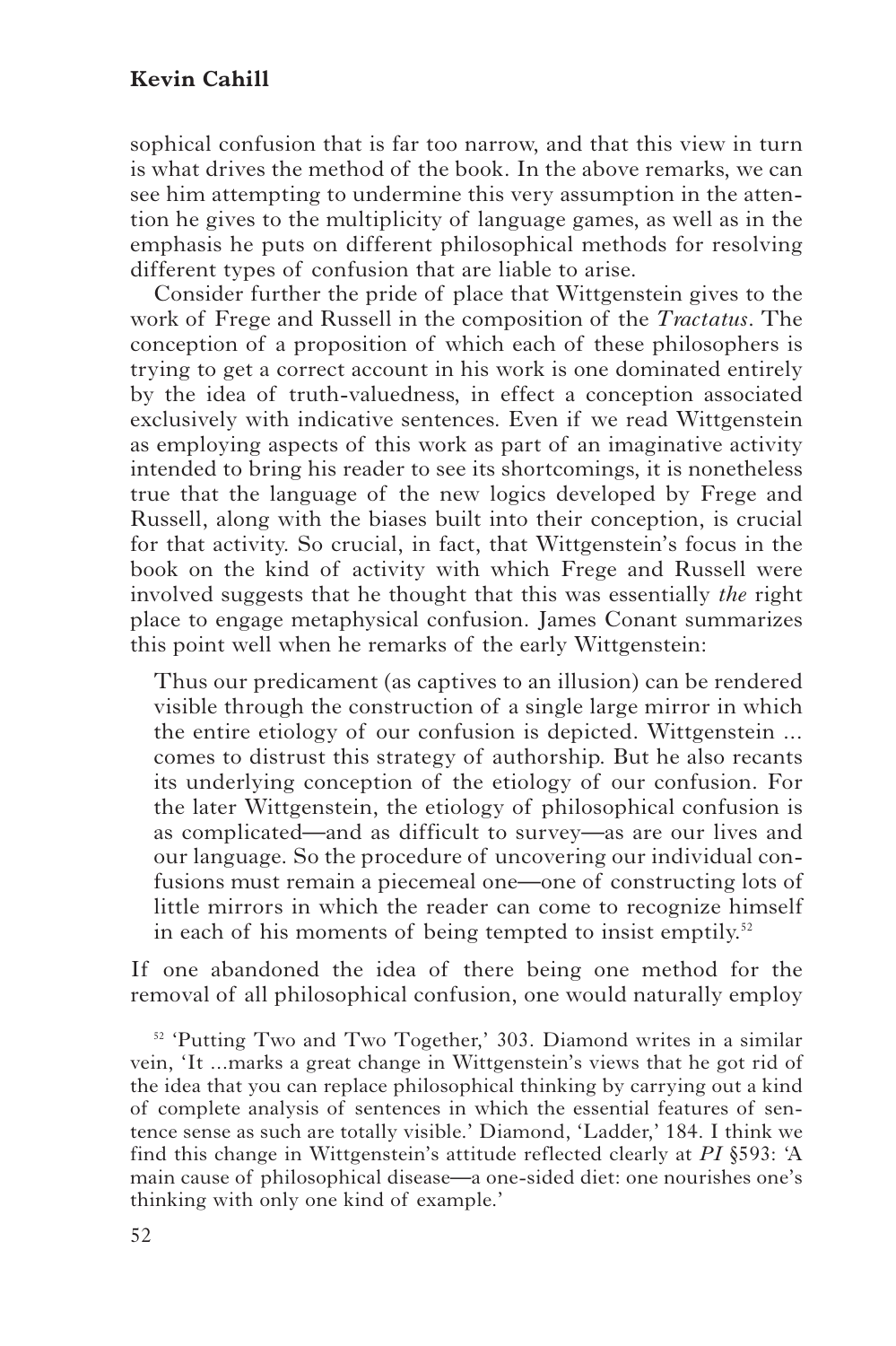sophical confusion that is far too narrow, and that this view in turn is what drives the method of the book. In the above remarks, we can see him attempting to undermine this very assumption in the attention he gives to the multiplicity of language games, as well as in the emphasis he puts on different philosophical methods for resolving different types of confusion that are liable to arise.

Consider further the pride of place that Wittgenstein gives to the work of Frege and Russell in the composition of the *Tractatus*. The conception of a proposition of which each of these philosophers is trying to get a correct account in his work is one dominated entirely by the idea of truth-valuedness, in effect a conception associated exclusively with indicative sentences. Even if we read Wittgenstein as employing aspects of this work as part of an imaginative activity intended to bring his reader to see its shortcomings, it is nonetheless true that the language of the new logics developed by Frege and Russell, along with the biases built into their conception, is crucial for that activity. So crucial, in fact, that Wittgenstein's focus in the book on the kind of activity with which Frege and Russell were involved suggests that he thought that this was essentially *the* right place to engage metaphysical confusion. James Conant summarizes this point well when he remarks of the early Wittgenstein:

> Thus our predicament (as captives to an illusion) can be rendered visible through the construction of a single large mirror in which the entire etiology of our confusion is depicted. Wittgenstein ... comes to distrust this strategy of authorship. But he also recants its underlying conception of the etiology of our confusion. For the later Wittgenstein, the etiology of philosophical confusion is as complicated—and as difficult to survey—as are our lives and our language. So the procedure of uncovering our individual confusions must remain a piecemeal one—one of constructing lots of little mirrors in which the reader can come to recognize himself in each of his moments of being tempted to insist emptily.[52]

If one abandoned the idea of there being one method for the removal of all philosophical confusion, one would naturally employ

[52] 'Putting Two and Two Together,' 303. Diamond writes in a similar vein, 'It ...marks a great change in Wittgenstein's views that he got rid of the idea that you can replace philosophical thinking by carrying out a kind of complete analysis of sentences in which the essential features of sentence sense as such are totally visible.' Diamond, 'Ladder,' 184. I think we find this change in Wittgenstein's attitude reflected clearly at *PI* §593: 'A main cause of philosophical disease—a one-sided diet: one nourishes one's thinking with only one kind of example.'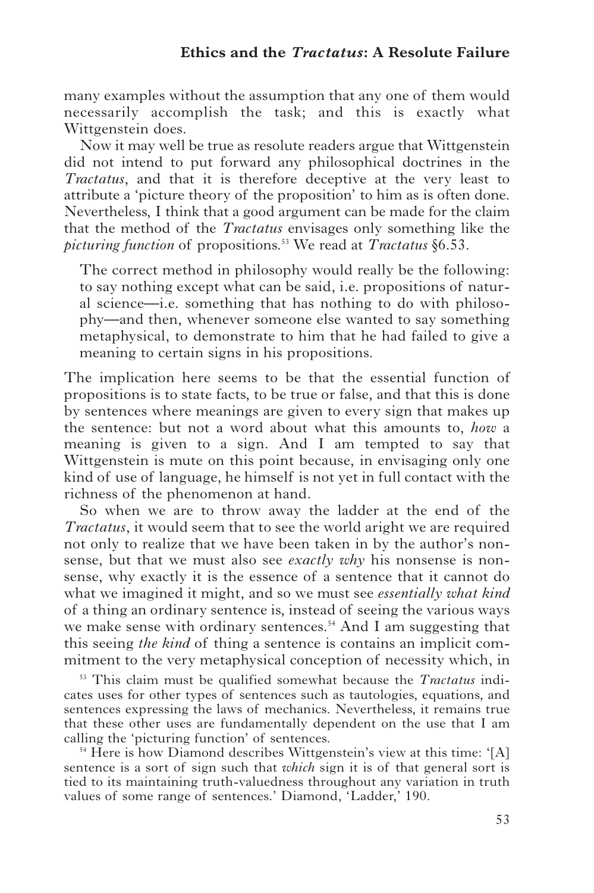many examples without the assumption that any one of them would necessarily accomplish the task; and this is exactly what Wittgenstein does.

Now it may well be true as resolute readers argue that Wittgenstein did not intend to put forward any philosophical doctrines in the *Tractatus*, and that it is therefore deceptive at the very least to attribute a 'picture theory of the proposition' to him as is often done. Nevertheless, I think that a good argument can be made for the claim that the method of the *Tractatus* envisages only something like the *picturing function* of propositions.[53] We read at *Tractatus* §6.53.

> The correct method in philosophy would really be the following: to say nothing except what can be said, i.e. propositions of natural science—i.e. something that has nothing to do with philosophy—and then, whenever someone else wanted to say something metaphysical, to demonstrate to him that he had failed to give a meaning to certain signs in his propositions.

The implication here seems to be that the essential function of propositions is to state facts, to be true or false, and that this is done by sentences where meanings are given to every sign that makes up the sentence: but not a word about what this amounts to, *how* a meaning is given to a sign. And I am tempted to say that Wittgenstein is mute on this point because, in envisaging only one kind of use of language, he himself is not yet in full contact with the richness of the phenomenon at hand.

So when we are to throw away the ladder at the end of the *Tractatus*, it would seem that to see the world aright we are required not only to realize that we have been taken in by the author's nonsense, but that we must also see *exactly why* his nonsense is nonsense, why exactly it is the essence of a sentence that it cannot do what we imagined it might, and so we must see *essentially what kind* of a thing an ordinary sentence is, instead of seeing the various ways we make sense with ordinary sentences.[54] And I am suggesting that this seeing *the kind* of thing a sentence is contains an implicit commitment to the very metaphysical conception of necessity which, in

[53] This claim must be qualified somewhat because the *Tractatus* indicates uses for other types of sentences such as tautologies, equations, and sentences expressing the laws of mechanics. Nevertheless, it remains true that these other uses are fundamentally dependent on the use that I am calling the 'picturing function' of sentences.

[54] Here is how Diamond describes Wittgenstein's view at this time: '[A] sentence is a sort of sign such that *which* sign it is of that general sort is tied to its maintaining truth-valuedness throughout any variation in truth values of some range of sentences.' Diamond, 'Ladder,' 190.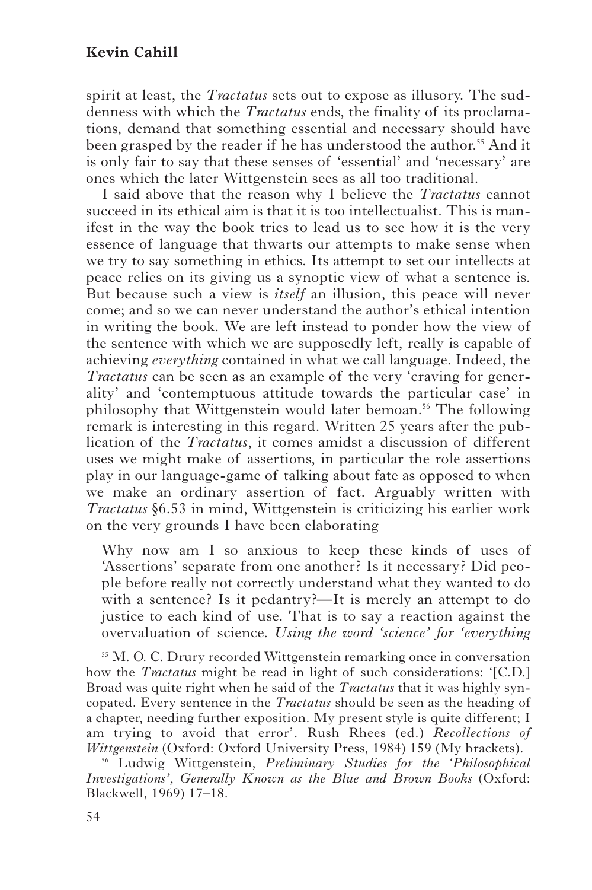spirit at least, the *Tractatus* sets out to expose as illusory. The suddenness with which the *Tractatus* ends, the finality of its proclamations, demand that something essential and necessary should have been grasped by the reader if he has understood the author.[55] And it is only fair to say that these senses of 'essential' and 'necessary' are ones which the later Wittgenstein sees as all too traditional.

I said above that the reason why I believe the *Tractatus* cannot succeed in its ethical aim is that it is too intellectualist. This is manifest in the way the book tries to lead us to see how it is the very essence of language that thwarts our attempts to make sense when we try to say something in ethics. Its attempt to set our intellects at peace relies on its giving us a synoptic view of what a sentence is. But because such a view is *itself* an illusion, this peace will never come; and so we can never understand the author's ethical intention in writing the book. We are left instead to ponder how the view of the sentence with which we are supposedly left, really is capable of achieving *everything* contained in what we call language. Indeed, the *Tractatus* can be seen as an example of the very 'craving for generality' and 'contemptuous attitude towards the particular case' in philosophy that Wittgenstein would later bemoan.[56] The following remark is interesting in this regard. Written 25 years after the publication of the *Tractatus*, it comes amidst a discussion of different uses we might make of assertions, in particular the role assertions play in our language-game of talking about fate as opposed to when we make an ordinary assertion of fact. Arguably written with *Tractatus* §6.53 in mind, Wittgenstein is criticizing his earlier work on the very grounds I have been elaborating

> Why now am I so anxious to keep these kinds of uses of 'Assertions' separate from one another? Is it necessary? Did people before really not correctly understand what they wanted to do with a sentence? Is it pedantry?—It is merely an attempt to do justice to each kind of use. That is to say a reaction against the overvaluation of science. *Using the word 'science' for 'everything*

[55] M. O. C. Drury recorded Wittgenstein remarking once in conversation how the *Tractatus* might be read in light of such considerations: '[C.D.] Broad was quite right when he said of the *Tractatus* that it was highly syncopated. Every sentence in the *Tractatus* should be seen as the heading of a chapter, needing further exposition. My present style is quite different; I am trying to avoid that error'. Rush Rhees (ed.) *Recollections of Wittgenstein* (Oxford: Oxford University Press, 1984) 159 (My brackets).

[56] Ludwig Wittgenstein, *Preliminary Studies for the 'Philosophical Investigations', Generally Known as the Blue and Brown Books* (Oxford: Blackwell, 1969) 17–18.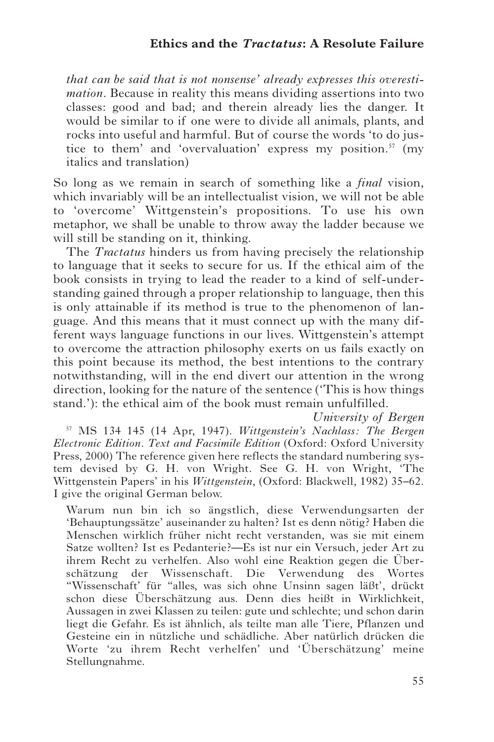*that can be said that is not nonsense' already expresses this overestimation*. Because in reality this means dividing assertions into two classes: good and bad; and therein already lies the danger. It would be similar to if one were to divide all animals, plants, and rocks into useful and harmful. But of course the words 'to do justice to them' and 'overvaluation' express my position.[57] (my italics and translation)

So long as we remain in search of something like a *final* vision, which invariably will be an intellectualist vision, we will not be able to 'overcome' Wittgenstein's propositions. To use his own metaphor, we shall be unable to throw away the ladder because we will still be standing on it, thinking.

The *Tractatus* hinders us from having precisely the relationship to language that it seeks to secure for us. If the ethical aim of the book consists in trying to lead the reader to a kind of self-understanding gained through a proper relationship to language, then this is only attainable if its method is true to the phenomenon of language. And this means that it must connect up with the many different ways language functions in our lives. Wittgenstein's attempt to overcome the attraction philosophy exerts on us fails exactly on this point because its method, the best intentions to the contrary notwithstanding, will in the end divert our attention in the wrong direction, looking for the nature of the sentence ('This is how things stand.'): the ethical aim of the book must remain unfulfilled.

*University of Bergen*

[57] MS 134 145 (14 Apr, 1947). *Wittgenstein's Nachlass: The Bergen Electronic Edition. Text and Facsimile Edition* (Oxford: Oxford University Press, 2000) The reference given here reflects the standard numbering system devised by G. H. von Wright. See G. H. von Wright, 'The Wittgenstein Papers' in his *Wittgenstein*, (Oxford: Blackwell, 1982) 35–62. I give the original German below.

> Warum nun bin ich so ängstlich, diese Verwendungsarten der 'Behauptungssätze' auseinander zu halten? Ist es denn nötig? Haben die Menschen wirklich früher nicht recht verstanden, was sie mit einem Satze wollten? Ist es Pedanterie?—Es ist nur ein Versuch, jeder Art zu ihrem Recht zu verhelfen. Also wohl eine Reaktion gegen die Überschätzung der Wissenschaft. Die Verwendung des Wortes "Wissenschaft' für "alles, was sich ohne Unsinn sagen läßt', drückt schon diese Überschätzung aus. Denn dies heißt in Wirklichkeit, Aussagen in zwei Klassen zu teilen: gute und schlechte; und schon darin liegt die Gefahr. Es ist ähnlich, als teilte man alle Tiere, Pflanzen und Gesteine ein in nützliche und schädliche. Aber natürlich drücken die Worte 'zu ihrem Recht verhelfen' und 'Überschätzung' meine Stellungnahme.